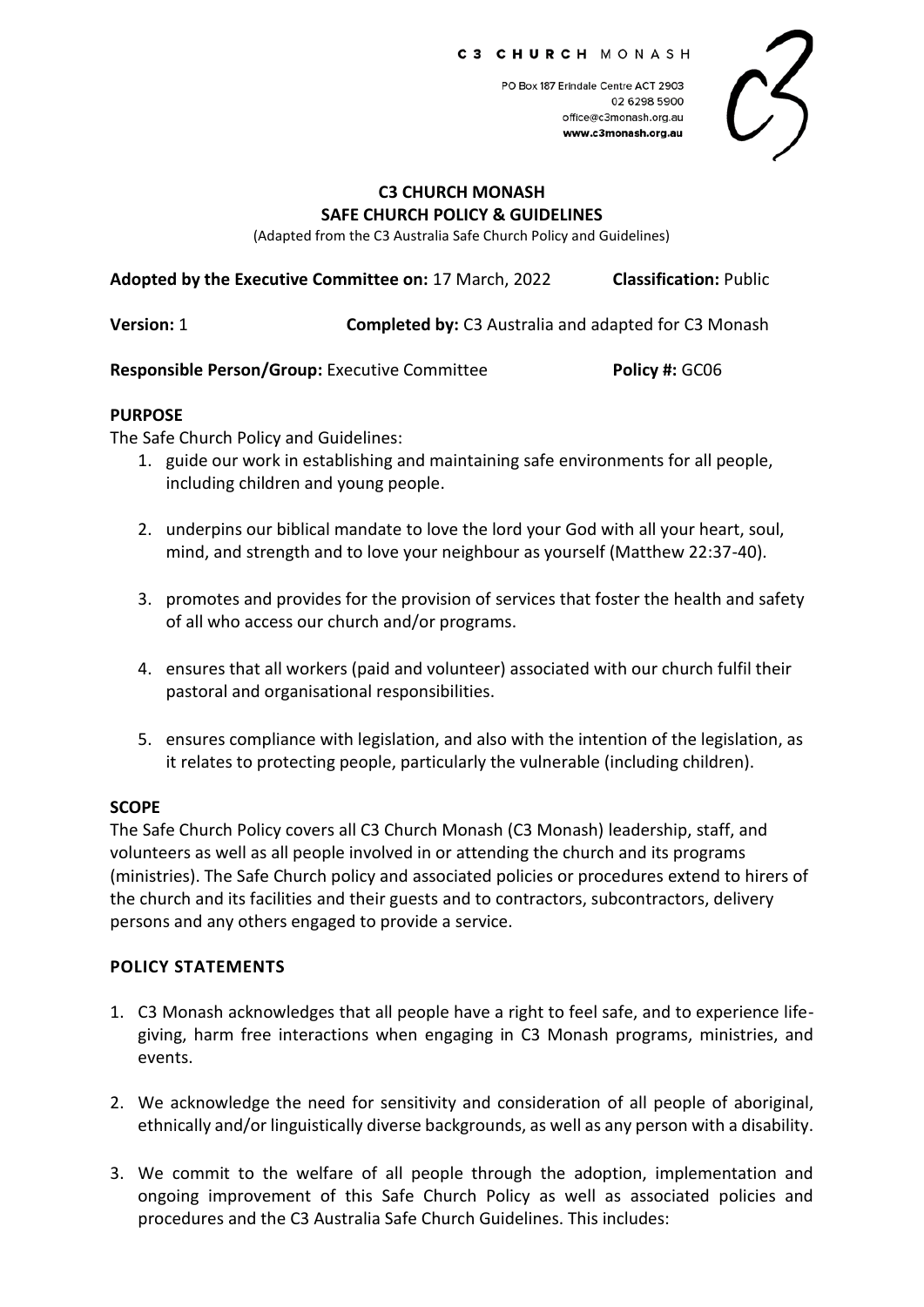C3 CHURCH MONASH

PO Box 187 Erindale Centre ACT 2903
02 6298 5900
office@c3monash.org.au
**www.c3monash.org.au**

# C3 CHURCH MONASH
# SAFE CHURCH POLICY & GUIDELINES

(Adapted from the C3 Australia Safe Church Policy and Guidelines)

**Adopted by the Executive Committee on:** 17 March, 2022 **Classification:** Public

**Version:** 1 **Completed by:** C3 Australia and adapted for C3 Monash

**Responsible Person/Group:** Executive Committee **Policy #:** GC06

## PURPOSE

The Safe Church Policy and Guidelines:

1. guide our work in establishing and maintaining safe environments for all people, including children and young people.

2. underpins our biblical mandate to love the lord your God with all your heart, soul, mind, and strength and to love your neighbour as yourself (Matthew 22:37-40).

3. promotes and provides for the provision of services that foster the health and safety of all who access our church and/or programs.

4. ensures that all workers (paid and volunteer) associated with our church fulfil their pastoral and organisational responsibilities.

5. ensures compliance with legislation, and also with the intention of the legislation, as it relates to protecting people, particularly the vulnerable (including children).

## SCOPE

The Safe Church Policy covers all C3 Church Monash (C3 Monash) leadership, staff, and volunteers as well as all people involved in or attending the church and its programs (ministries). The Safe Church policy and associated policies or procedures extend to hirers of the church and its facilities and their guests and to contractors, subcontractors, delivery persons and any others engaged to provide a service.

## POLICY STATEMENTS

1. C3 Monash acknowledges that all people have a right to feel safe, and to experience life-giving, harm free interactions when engaging in C3 Monash programs, ministries, and events.

2. We acknowledge the need for sensitivity and consideration of all people of aboriginal, ethnically and/or linguistically diverse backgrounds, as well as any person with a disability.

3. We commit to the welfare of all people through the adoption, implementation and ongoing improvement of this Safe Church Policy as well as associated policies and procedures and the C3 Australia Safe Church Guidelines. This includes: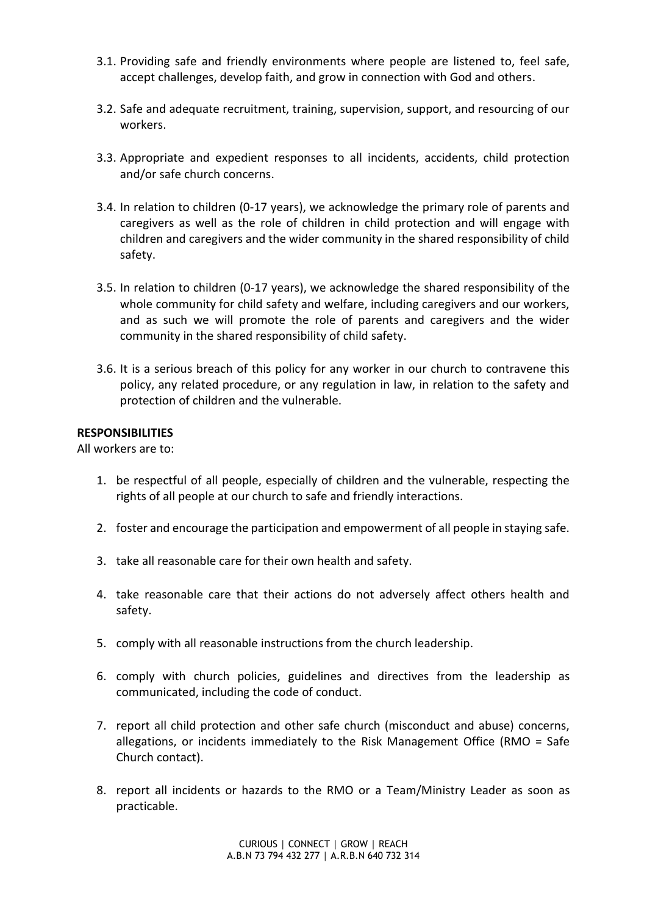3.1. Providing safe and friendly environments where people are listened to, feel safe, accept challenges, develop faith, and grow in connection with God and others.

3.2. Safe and adequate recruitment, training, supervision, support, and resourcing of our workers.

3.3. Appropriate and expedient responses to all incidents, accidents, child protection and/or safe church concerns.

3.4. In relation to children (0-17 years), we acknowledge the primary role of parents and caregivers as well as the role of children in child protection and will engage with children and caregivers and the wider community in the shared responsibility of child safety.

3.5. In relation to children (0-17 years), we acknowledge the shared responsibility of the whole community for child safety and welfare, including caregivers and our workers, and as such we will promote the role of parents and caregivers and the wider community in the shared responsibility of child safety.

3.6. It is a serious breach of this policy for any worker in our church to contravene this policy, any related procedure, or any regulation in law, in relation to the safety and protection of children and the vulnerable.

**RESPONSIBILITIES**

All workers are to:

1. be respectful of all people, especially of children and the vulnerable, respecting the rights of all people at our church to safe and friendly interactions.
2. foster and encourage the participation and empowerment of all people in staying safe.
3. take all reasonable care for their own health and safety.
4. take reasonable care that their actions do not adversely affect others health and safety.
5. comply with all reasonable instructions from the church leadership.
6. comply with church policies, guidelines and directives from the leadership as communicated, including the code of conduct.
7. report all child protection and other safe church (misconduct and abuse) concerns, allegations, or incidents immediately to the Risk Management Office (RMO = Safe Church contact).
8. report all incidents or hazards to the RMO or a Team/Ministry Leader as soon as practicable.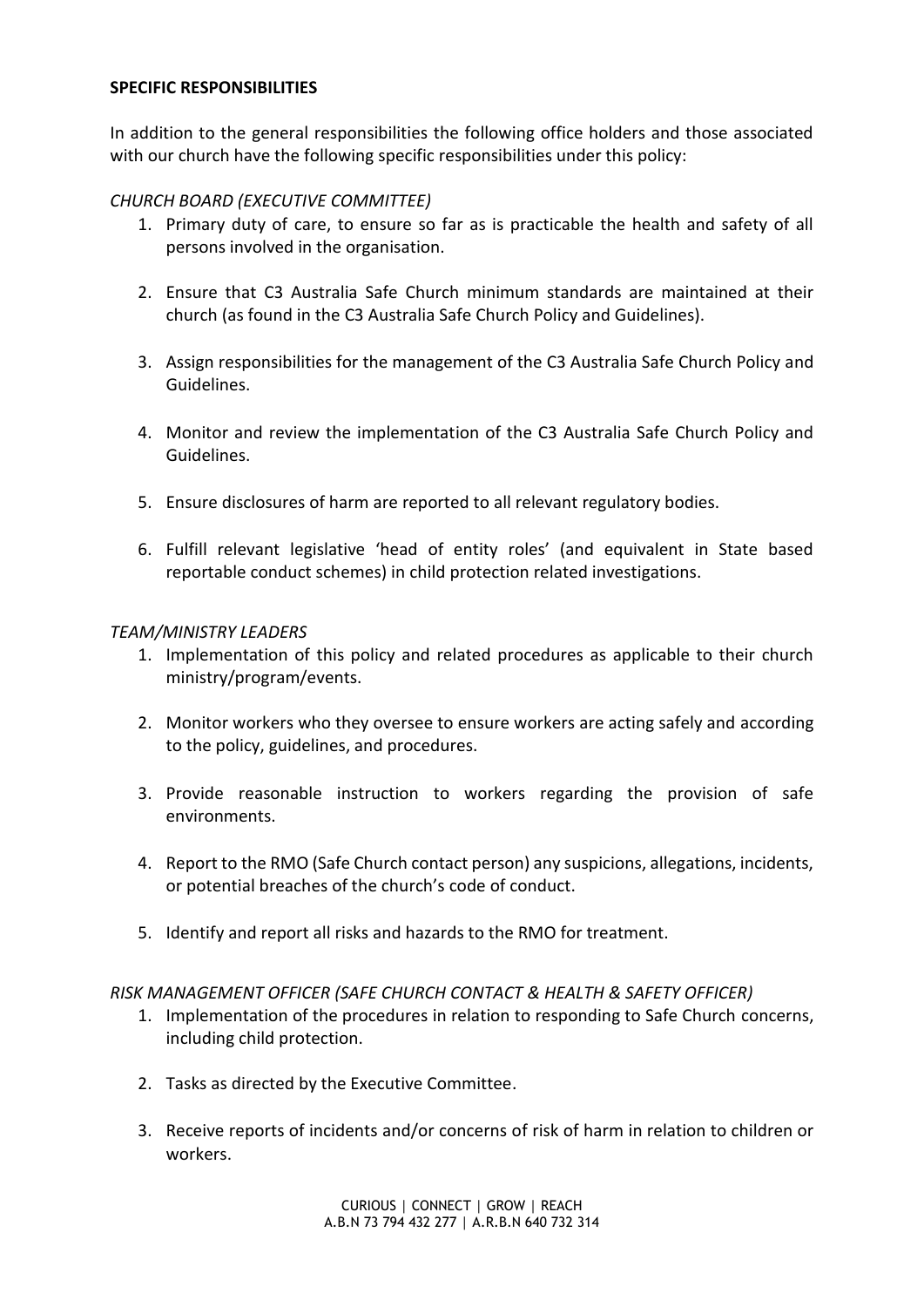**SPECIFIC RESPONSIBILITIES**

In addition to the general responsibilities the following office holders and those associated with our church have the following specific responsibilities under this policy:

*CHURCH BOARD (EXECUTIVE COMMITTEE)*

1. Primary duty of care, to ensure so far as is practicable the health and safety of all persons involved in the organisation.
2. Ensure that C3 Australia Safe Church minimum standards are maintained at their church (as found in the C3 Australia Safe Church Policy and Guidelines).
3. Assign responsibilities for the management of the C3 Australia Safe Church Policy and Guidelines.
4. Monitor and review the implementation of the C3 Australia Safe Church Policy and Guidelines.
5. Ensure disclosures of harm are reported to all relevant regulatory bodies.
6. Fulfill relevant legislative 'head of entity roles' (and equivalent in State based reportable conduct schemes) in child protection related investigations.

*TEAM/MINISTRY LEADERS*

1. Implementation of this policy and related procedures as applicable to their church ministry/program/events.
2. Monitor workers who they oversee to ensure workers are acting safely and according to the policy, guidelines, and procedures.
3. Provide reasonable instruction to workers regarding the provision of safe environments.
4. Report to the RMO (Safe Church contact person) any suspicions, allegations, incidents, or potential breaches of the church's code of conduct.
5. Identify and report all risks and hazards to the RMO for treatment.

*RISK MANAGEMENT OFFICER (SAFE CHURCH CONTACT & HEALTH & SAFETY OFFICER)*

1. Implementation of the procedures in relation to responding to Safe Church concerns, including child protection.
2. Tasks as directed by the Executive Committee.
3. Receive reports of incidents and/or concerns of risk of harm in relation to children or workers.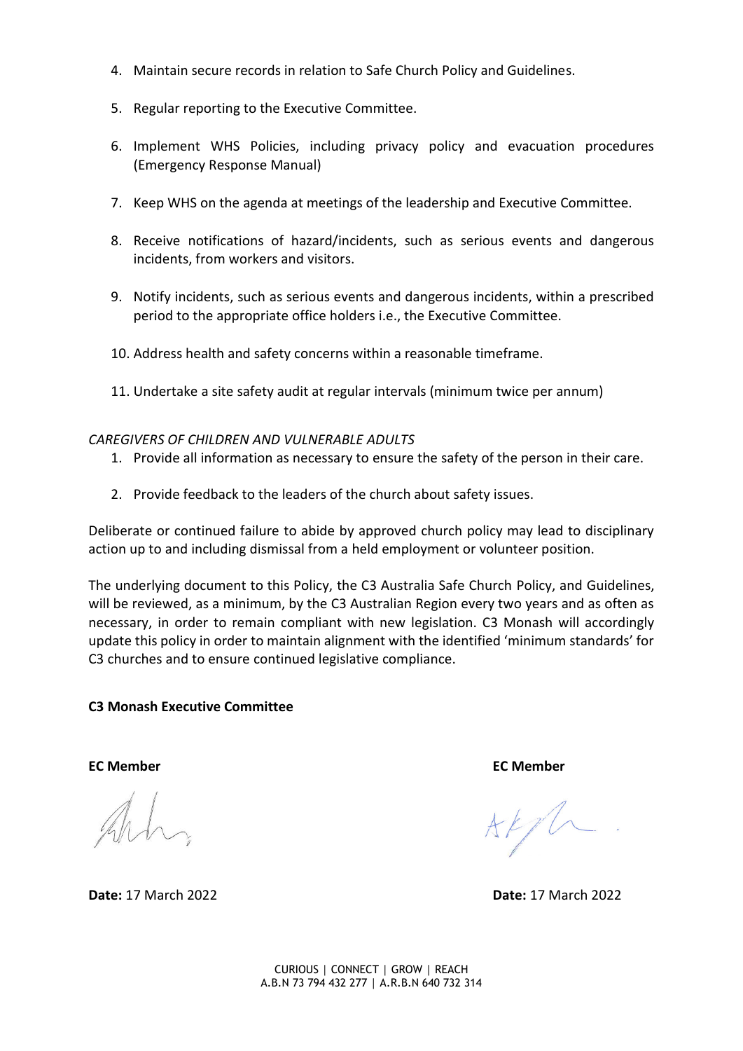4. Maintain secure records in relation to Safe Church Policy and Guidelines.

5. Regular reporting to the Executive Committee.

6. Implement WHS Policies, including privacy policy and evacuation procedures (Emergency Response Manual)

7. Keep WHS on the agenda at meetings of the leadership and Executive Committee.

8. Receive notifications of hazard/incidents, such as serious events and dangerous incidents, from workers and visitors.

9. Notify incidents, such as serious events and dangerous incidents, within a prescribed period to the appropriate office holders i.e., the Executive Committee.

10. Address health and safety concerns within a reasonable timeframe.

11. Undertake a site safety audit at regular intervals (minimum twice per annum)

*CAREGIVERS OF CHILDREN AND VULNERABLE ADULTS*

1. Provide all information as necessary to ensure the safety of the person in their care.

2. Provide feedback to the leaders of the church about safety issues.

Deliberate or continued failure to abide by approved church policy may lead to disciplinary action up to and including dismissal from a held employment or volunteer position.

The underlying document to this Policy, the C3 Australia Safe Church Policy, and Guidelines, will be reviewed, as a minimum, by the C3 Australian Region every two years and as often as necessary, in order to remain compliant with new legislation. C3 Monash will accordingly update this policy in order to maintain alignment with the identified 'minimum standards' for C3 churches and to ensure continued legislative compliance.

**C3 Monash Executive Committee**

**EC Member**

**Date:** 17 March 2022

**EC Member**

**Date:** 17 March 2022

CURIOUS | CONNECT | GROW | REACH
A.B.N 73 794 432 277 | A.R.B.N 640 732 314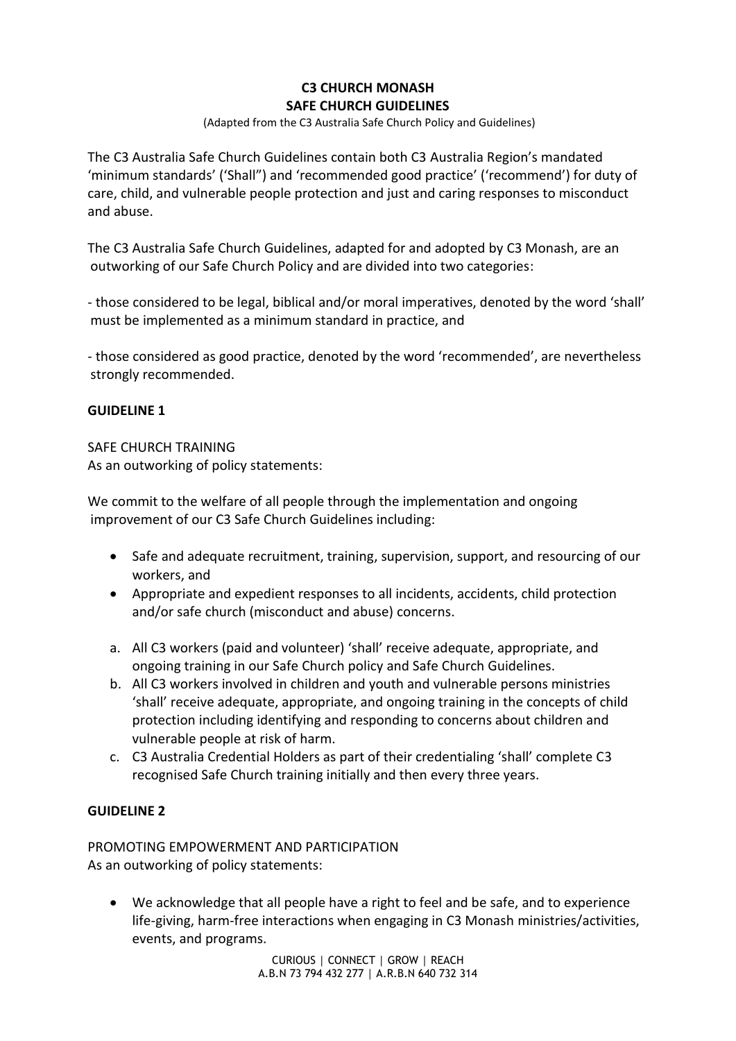**C3 CHURCH MONASH**
**SAFE CHURCH GUIDELINES**

(Adapted from the C3 Australia Safe Church Policy and Guidelines)

The C3 Australia Safe Church Guidelines contain both C3 Australia Region's mandated 'minimum standards' ('Shall") and 'recommended good practice' ('recommend') for duty of care, child, and vulnerable people protection and just and caring responses to misconduct and abuse.

The C3 Australia Safe Church Guidelines, adapted for and adopted by C3 Monash, are an outworking of our Safe Church Policy and are divided into two categories:

- those considered to be legal, biblical and/or moral imperatives, denoted by the word 'shall' must be implemented as a minimum standard in practice, and

- those considered as good practice, denoted by the word 'recommended', are nevertheless strongly recommended.

**GUIDELINE 1**

SAFE CHURCH TRAINING
As an outworking of policy statements:

We commit to the welfare of all people through the implementation and ongoing improvement of our C3 Safe Church Guidelines including:

- Safe and adequate recruitment, training, supervision, support, and resourcing of our workers, and
- Appropriate and expedient responses to all incidents, accidents, child protection and/or safe church (misconduct and abuse) concerns.

a. All C3 workers (paid and volunteer) 'shall' receive adequate, appropriate, and ongoing training in our Safe Church policy and Safe Church Guidelines.
b. All C3 workers involved in children and youth and vulnerable persons ministries 'shall' receive adequate, appropriate, and ongoing training in the concepts of child protection including identifying and responding to concerns about children and vulnerable people at risk of harm.
c. C3 Australia Credential Holders as part of their credentialing 'shall' complete C3 recognised Safe Church training initially and then every three years.

**GUIDELINE 2**

PROMOTING EMPOWERMENT AND PARTICIPATION
As an outworking of policy statements:

- We acknowledge that all people have a right to feel and be safe, and to experience life-giving, harm-free interactions when engaging in C3 Monash ministries/activities, events, and programs.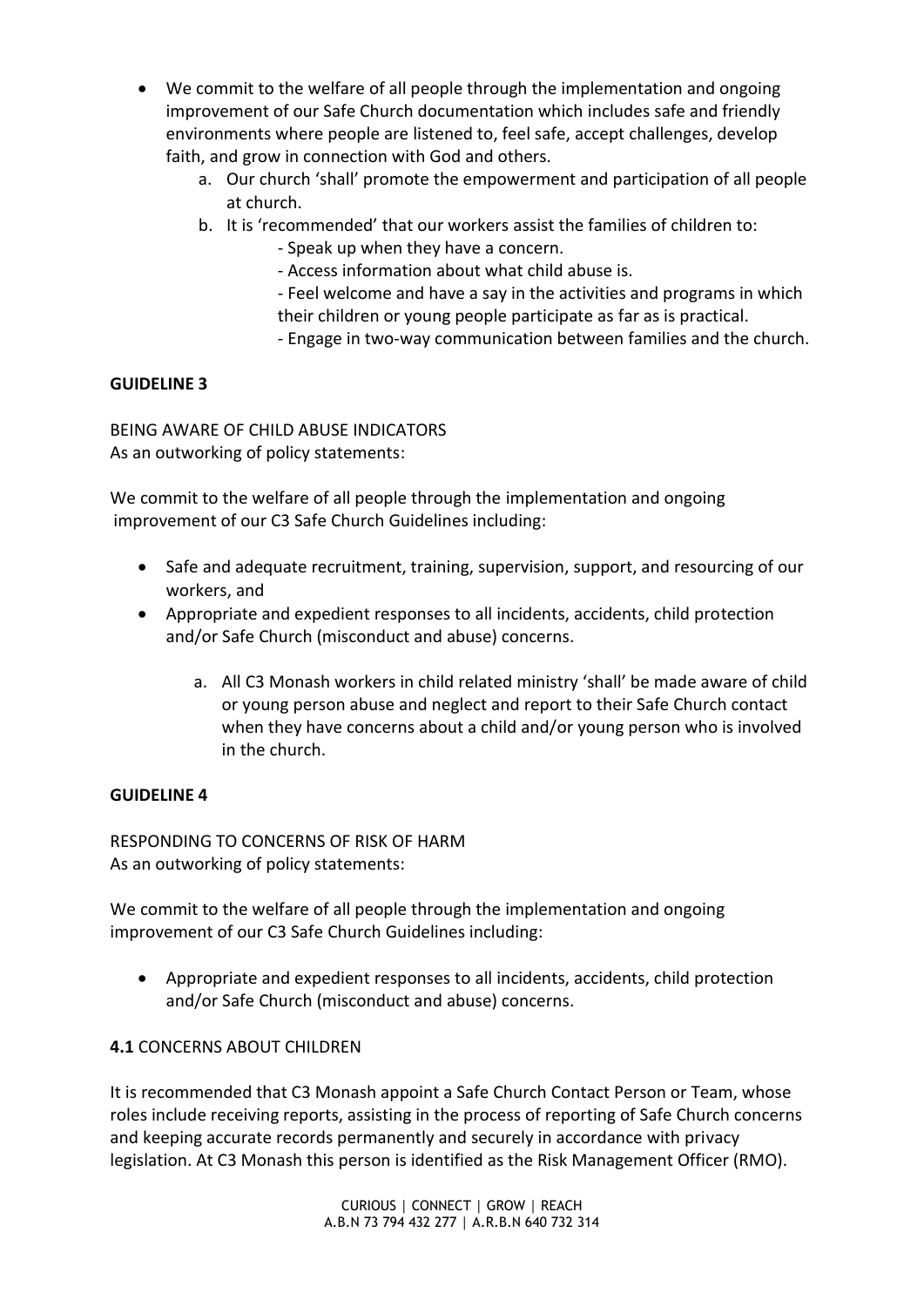- We commit to the welfare of all people through the implementation and ongoing improvement of our Safe Church documentation which includes safe and friendly environments where people are listened to, feel safe, accept challenges, develop faith, and grow in connection with God and others.
    a. Our church 'shall' promote the empowerment and participation of all people at church.
    b. It is 'recommended' that our workers assist the families of children to:
        - Speak up when they have a concern.
        - Access information about what child abuse is.
        - Feel welcome and have a say in the activities and programs in which their children or young people participate as far as is practical.
        - Engage in two-way communication between families and the church.

**GUIDELINE 3**

BEING AWARE OF CHILD ABUSE INDICATORS
As an outworking of policy statements:

We commit to the welfare of all people through the implementation and ongoing improvement of our C3 Safe Church Guidelines including:

- Safe and adequate recruitment, training, supervision, support, and resourcing of our workers, and
- Appropriate and expedient responses to all incidents, accidents, child protection and/or Safe Church (misconduct and abuse) concerns.

    a. All C3 Monash workers in child related ministry 'shall' be made aware of child or young person abuse and neglect and report to their Safe Church contact when they have concerns about a child and/or young person who is involved in the church.

**GUIDELINE 4**

RESPONDING TO CONCERNS OF RISK OF HARM
As an outworking of policy statements:

We commit to the welfare of all people through the implementation and ongoing improvement of our C3 Safe Church Guidelines including:

- Appropriate and expedient responses to all incidents, accidents, child protection and/or Safe Church (misconduct and abuse) concerns.

**4.1** CONCERNS ABOUT CHILDREN

It is recommended that C3 Monash appoint a Safe Church Contact Person or Team, whose roles include receiving reports, assisting in the process of reporting of Safe Church concerns and keeping accurate records permanently and securely in accordance with privacy legislation. At C3 Monash this person is identified as the Risk Management Officer (RMO).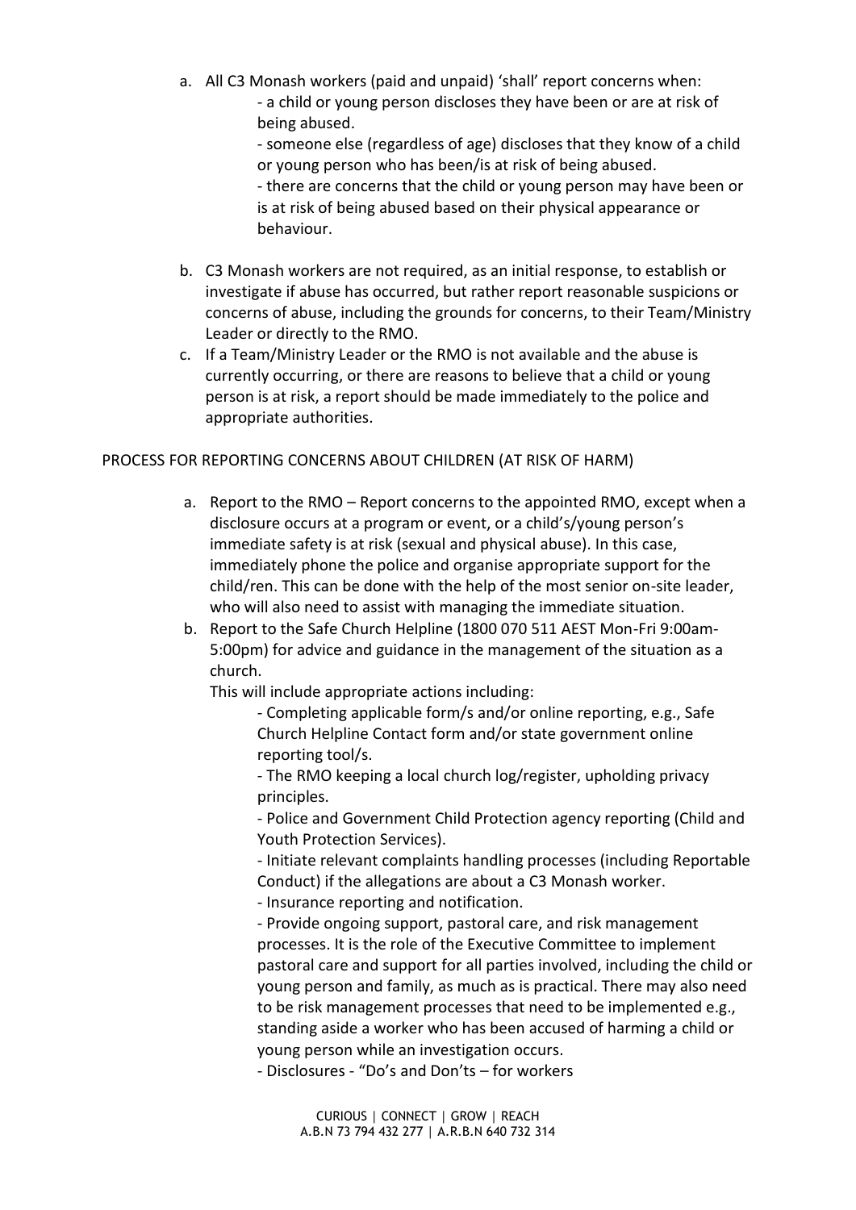a. All C3 Monash workers (paid and unpaid) 'shall' report concerns when:
    - a child or young person discloses they have been or are at risk of being abused.
    - someone else (regardless of age) discloses that they know of a child or young person who has been/is at risk of being abused.
    - there are concerns that the child or young person may have been or is at risk of being abused based on their physical appearance or behaviour.
b. C3 Monash workers are not required, as an initial response, to establish or investigate if abuse has occurred, but rather report reasonable suspicions or concerns of abuse, including the grounds for concerns, to their Team/Ministry Leader or directly to the RMO.
c. If a Team/Ministry Leader or the RMO is not available and the abuse is currently occurring, or there are reasons to believe that a child or young person is at risk, a report should be made immediately to the police and appropriate authorities.

PROCESS FOR REPORTING CONCERNS ABOUT CHILDREN (AT RISK OF HARM)

a. Report to the RMO – Report concerns to the appointed RMO, except when a disclosure occurs at a program or event, or a child's/young person's immediate safety is at risk (sexual and physical abuse). In this case, immediately phone the police and organise appropriate support for the child/ren. This can be done with the help of the most senior on-site leader, who will also need to assist with managing the immediate situation.
b. Report to the Safe Church Helpline (1800 070 511 AEST Mon-Fri 9:00am-5:00pm) for advice and guidance in the management of the situation as a church.

    This will include appropriate actions including:
    - Completing applicable form/s and/or online reporting, e.g., Safe Church Helpline Contact form and/or state government online reporting tool/s.
    - The RMO keeping a local church log/register, upholding privacy principles.
    - Police and Government Child Protection agency reporting (Child and Youth Protection Services).
    - Initiate relevant complaints handling processes (including Reportable Conduct) if the allegations are about a C3 Monash worker.
    - Insurance reporting and notification.
    - Provide ongoing support, pastoral care, and risk management processes. It is the role of the Executive Committee to implement pastoral care and support for all parties involved, including the child or young person and family, as much as is practical. There may also need to be risk management processes that need to be implemented e.g., standing aside a worker who has been accused of harming a child or young person while an investigation occurs.
    - Disclosures - "Do's and Don'ts – for workers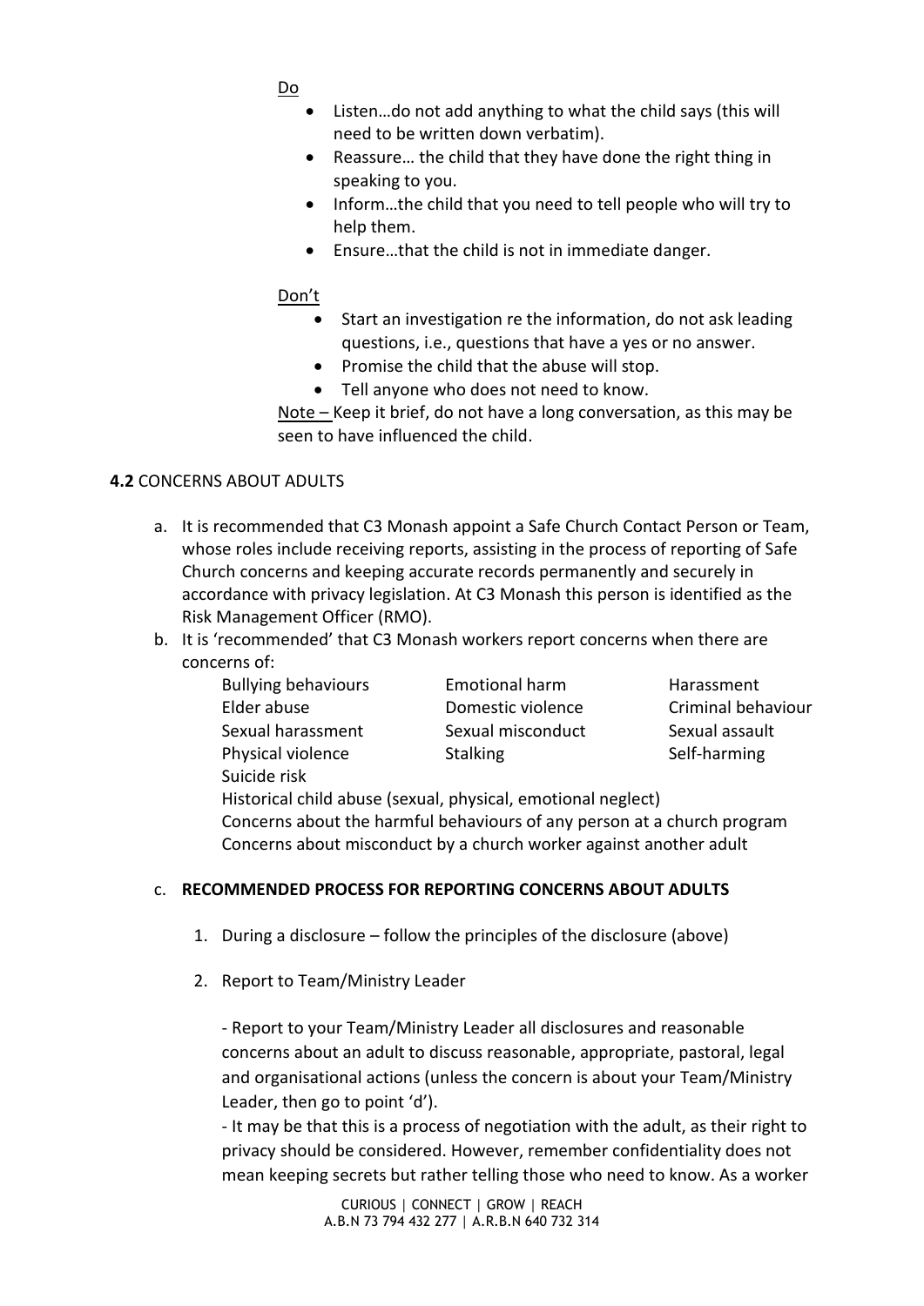Do

- Listen…do not add anything to what the child says (this will need to be written down verbatim).
- Reassure… the child that they have done the right thing in speaking to you.
- Inform…the child that you need to tell people who will try to help them.
- Ensure…that the child is not in immediate danger.

Don't

- Start an investigation re the information, do not ask leading questions, i.e., questions that have a yes or no answer.
- Promise the child that the abuse will stop.
- Tell anyone who does not need to know.

Note – Keep it brief, do not have a long conversation, as this may be seen to have influenced the child.

**4.2** CONCERNS ABOUT ADULTS

a. It is recommended that C3 Monash appoint a Safe Church Contact Person or Team, whose roles include receiving reports, assisting in the process of reporting of Safe Church concerns and keeping accurate records permanently and securely in accordance with privacy legislation. At C3 Monash this person is identified as the Risk Management Officer (RMO).

b. It is 'recommended' that C3 Monash workers report concerns when there are concerns of:

| | | |
|---|---|---|
| Bullying behaviours | Emotional harm | Harassment |
| Elder abuse | Domestic violence | Criminal behaviour |
| Sexual harassment | Sexual misconduct | Sexual assault |
| Physical violence | Stalking | Self-harming |
| Suicide risk | | |

Historical child abuse (sexual, physical, emotional neglect)
Concerns about the harmful behaviours of any person at a church program
Concerns about misconduct by a church worker against another adult

c. **RECOMMENDED PROCESS FOR REPORTING CONCERNS ABOUT ADULTS**

1. During a disclosure – follow the principles of the disclosure (above)

2. Report to Team/Ministry Leader

   - Report to your Team/Ministry Leader all disclosures and reasonable concerns about an adult to discuss reasonable, appropriate, pastoral, legal and organisational actions (unless the concern is about your Team/Ministry Leader, then go to point 'd').

   - It may be that this is a process of negotiation with the adult, as their right to privacy should be considered. However, remember confidentiality does not mean keeping secrets but rather telling those who need to know. As a worker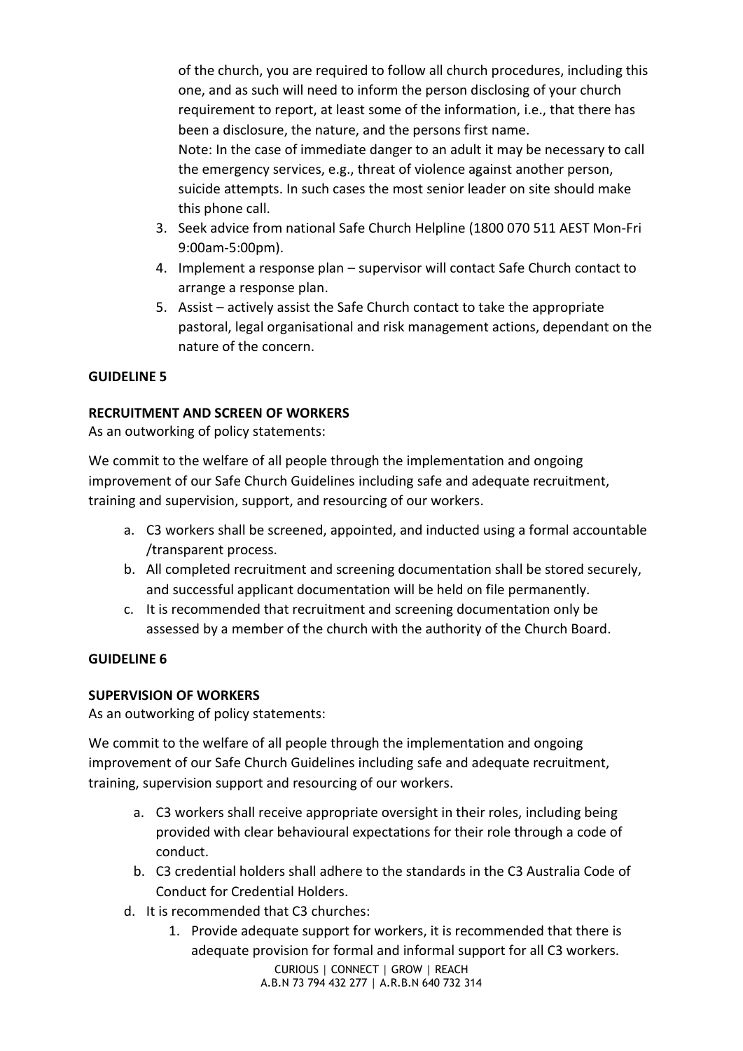of the church, you are required to follow all church procedures, including this one, and as such will need to inform the person disclosing of your church requirement to report, at least some of the information, i.e., that there has been a disclosure, the nature, and the persons first name.
Note: In the case of immediate danger to an adult it may be necessary to call the emergency services, e.g., threat of violence against another person, suicide attempts. In such cases the most senior leader on site should make this phone call.

3. Seek advice from national Safe Church Helpline (1800 070 511 AEST Mon-Fri 9:00am-5:00pm).
4. Implement a response plan – supervisor will contact Safe Church contact to arrange a response plan.
5. Assist – actively assist the Safe Church contact to take the appropriate pastoral, legal organisational and risk management actions, dependant on the nature of the concern.

**GUIDELINE 5**

**RECRUITMENT AND SCREEN OF WORKERS**
As an outworking of policy statements:

We commit to the welfare of all people through the implementation and ongoing improvement of our Safe Church Guidelines including safe and adequate recruitment, training and supervision, support, and resourcing of our workers.

a. C3 workers shall be screened, appointed, and inducted using a formal accountable /transparent process.
b. All completed recruitment and screening documentation shall be stored securely, and successful applicant documentation will be held on file permanently.
c. It is recommended that recruitment and screening documentation only be assessed by a member of the church with the authority of the Church Board.

**GUIDELINE 6**

**SUPERVISION OF WORKERS**
As an outworking of policy statements:

We commit to the welfare of all people through the implementation and ongoing improvement of our Safe Church Guidelines including safe and adequate recruitment, training, supervision support and resourcing of our workers.

a. C3 workers shall receive appropriate oversight in their roles, including being provided with clear behavioural expectations for their role through a code of conduct.
b. C3 credential holders shall adhere to the standards in the C3 Australia Code of Conduct for Credential Holders.

d. It is recommended that C3 churches:
    1. Provide adequate support for workers, it is recommended that there is adequate provision for formal and informal support for all C3 workers.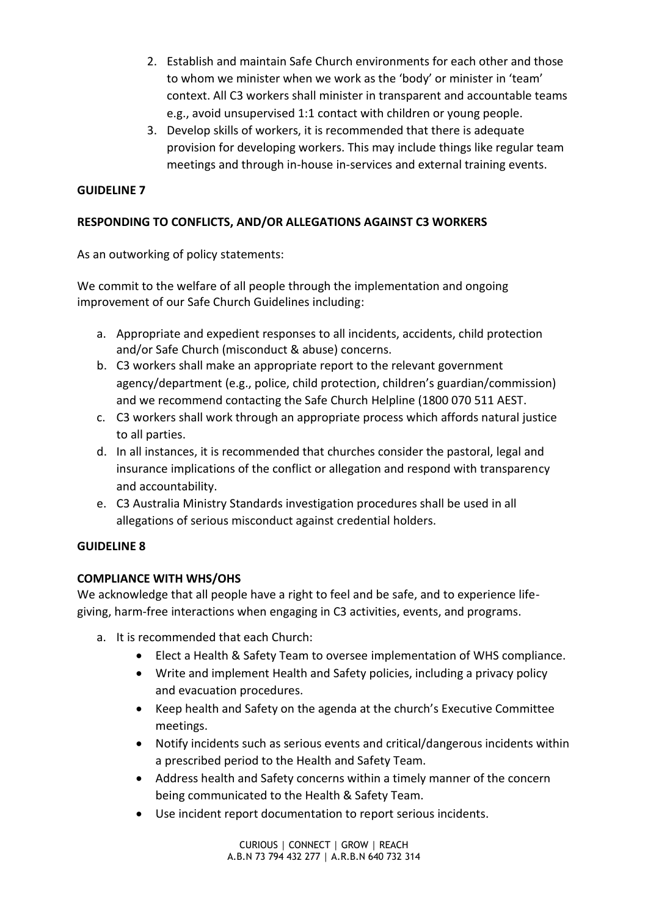2. Establish and maintain Safe Church environments for each other and those to whom we minister when we work as the 'body' or minister in 'team' context. All C3 workers shall minister in transparent and accountable teams e.g., avoid unsupervised 1:1 contact with children or young people.
3. Develop skills of workers, it is recommended that there is adequate provision for developing workers. This may include things like regular team meetings and through in-house in-services and external training events.

**GUIDELINE 7**

**RESPONDING TO CONFLICTS, AND/OR ALLEGATIONS AGAINST C3 WORKERS**

As an outworking of policy statements:

We commit to the welfare of all people through the implementation and ongoing improvement of our Safe Church Guidelines including:

a. Appropriate and expedient responses to all incidents, accidents, child protection and/or Safe Church (misconduct & abuse) concerns.
b. C3 workers shall make an appropriate report to the relevant government agency/department (e.g., police, child protection, children's guardian/commission) and we recommend contacting the Safe Church Helpline (1800 070 511 AEST.
c. C3 workers shall work through an appropriate process which affords natural justice to all parties.
d. In all instances, it is recommended that churches consider the pastoral, legal and insurance implications of the conflict or allegation and respond with transparency and accountability.
e. C3 Australia Ministry Standards investigation procedures shall be used in all allegations of serious misconduct against credential holders.

**GUIDELINE 8**

**COMPLIANCE WITH WHS/OHS**

We acknowledge that all people have a right to feel and be safe, and to experience life-giving, harm-free interactions when engaging in C3 activities, events, and programs.

a. It is recommended that each Church:
    - Elect a Health & Safety Team to oversee implementation of WHS compliance.
    - Write and implement Health and Safety policies, including a privacy policy and evacuation procedures.
    - Keep health and Safety on the agenda at the church's Executive Committee meetings.
    - Notify incidents such as serious events and critical/dangerous incidents within a prescribed period to the Health and Safety Team.
    - Address health and Safety concerns within a timely manner of the concern being communicated to the Health & Safety Team.
    - Use incident report documentation to report serious incidents.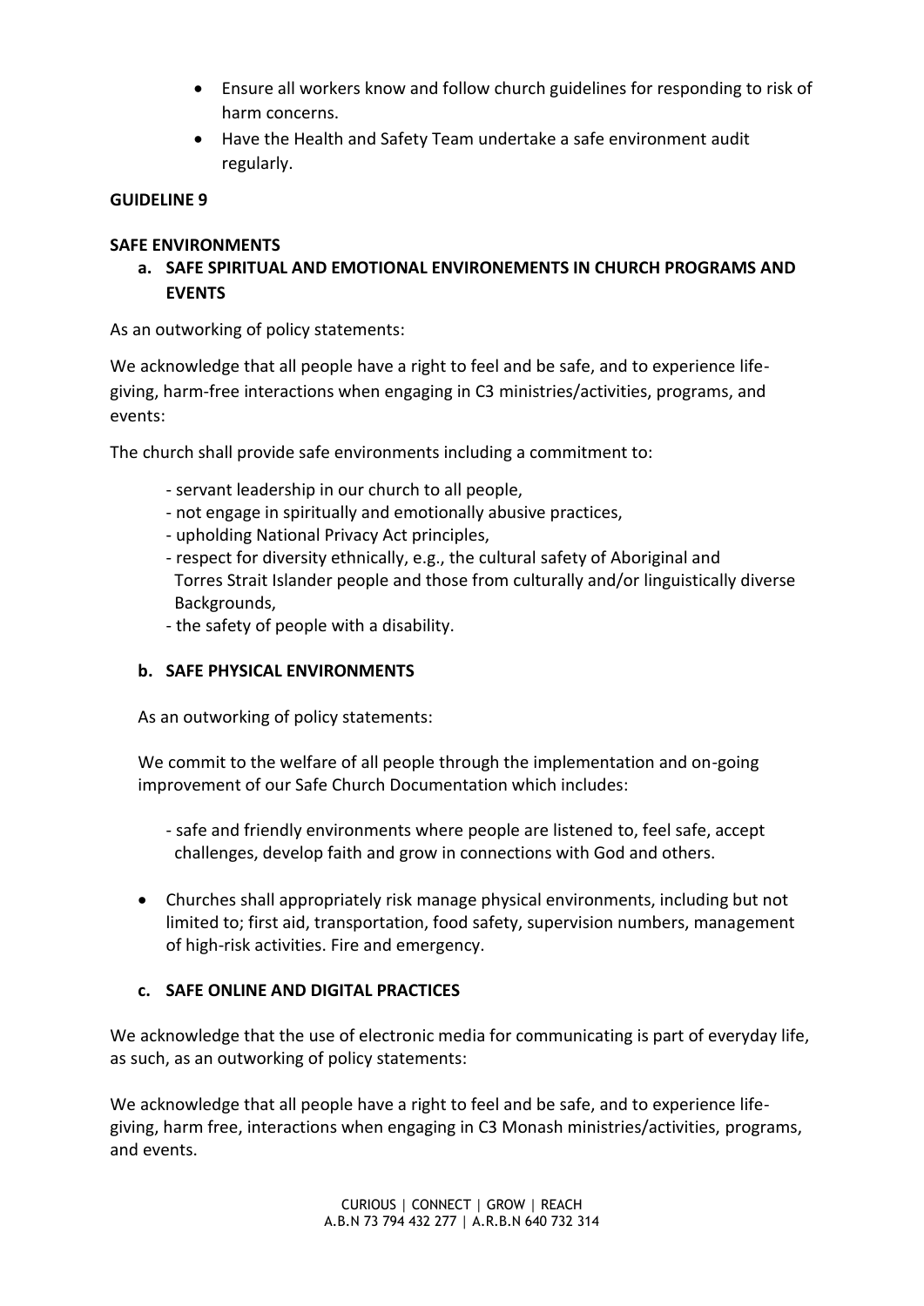- Ensure all workers know and follow church guidelines for responding to risk of harm concerns.
- Have the Health and Safety Team undertake a safe environment audit regularly.

**GUIDELINE 9**

**SAFE ENVIRONMENTS**

**a. SAFE SPIRITUAL AND EMOTIONAL ENVIRONEMENTS IN CHURCH PROGRAMS AND EVENTS**

As an outworking of policy statements:

We acknowledge that all people have a right to feel and be safe, and to experience life-giving, harm-free interactions when engaging in C3 ministries/activities, programs, and events:

The church shall provide safe environments including a commitment to:

- servant leadership in our church to all people,
- not engage in spiritually and emotionally abusive practices,
- upholding National Privacy Act principles,
- respect for diversity ethnically, e.g., the cultural safety of Aboriginal and Torres Strait Islander people and those from culturally and/or linguistically diverse Backgrounds,
- the safety of people with a disability.

**b. SAFE PHYSICAL ENVIRONMENTS**

As an outworking of policy statements:

We commit to the welfare of all people through the implementation and on-going improvement of our Safe Church Documentation which includes:

- safe and friendly environments where people are listened to, feel safe, accept challenges, develop faith and grow in connections with God and others.

- Churches shall appropriately risk manage physical environments, including but not limited to; first aid, transportation, food safety, supervision numbers, management of high-risk activities. Fire and emergency.

**c. SAFE ONLINE AND DIGITAL PRACTICES**

We acknowledge that the use of electronic media for communicating is part of everyday life, as such, as an outworking of policy statements:

We acknowledge that all people have a right to feel and be safe, and to experience life-giving, harm free, interactions when engaging in C3 Monash ministries/activities, programs, and events.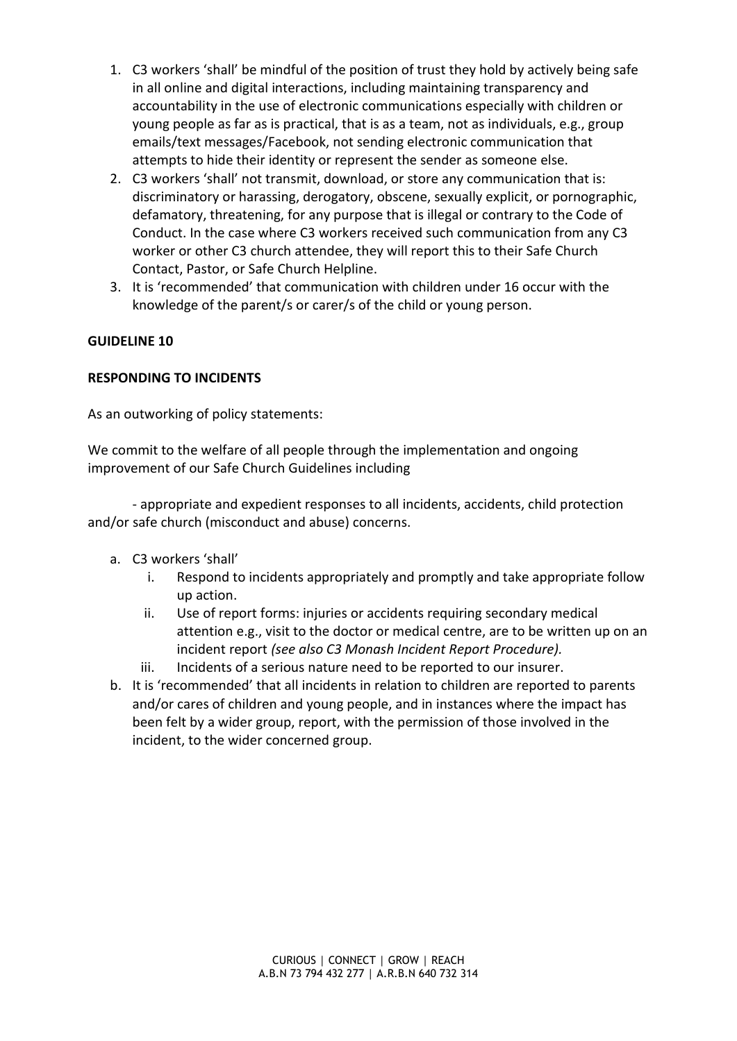1. C3 workers 'shall' be mindful of the position of trust they hold by actively being safe in all online and digital interactions, including maintaining transparency and accountability in the use of electronic communications especially with children or young people as far as is practical, that is as a team, not as individuals, e.g., group emails/text messages/Facebook, not sending electronic communication that attempts to hide their identity or represent the sender as someone else.
2. C3 workers 'shall' not transmit, download, or store any communication that is: discriminatory or harassing, derogatory, obscene, sexually explicit, or pornographic, defamatory, threatening, for any purpose that is illegal or contrary to the Code of Conduct. In the case where C3 workers received such communication from any C3 worker or other C3 church attendee, they will report this to their Safe Church Contact, Pastor, or Safe Church Helpline.
3. It is 'recommended' that communication with children under 16 occur with the knowledge of the parent/s or carer/s of the child or young person.

**GUIDELINE 10**

**RESPONDING TO INCIDENTS**

As an outworking of policy statements:

We commit to the welfare of all people through the implementation and ongoing improvement of our Safe Church Guidelines including

- appropriate and expedient responses to all incidents, accidents, child protection and/or safe church (misconduct and abuse) concerns.

a. C3 workers 'shall'
    i. Respond to incidents appropriately and promptly and take appropriate follow up action.
    ii. Use of report forms: injuries or accidents requiring secondary medical attention e.g., visit to the doctor or medical centre, are to be written up on an incident report *(see also C3 Monash Incident Report Procedure).*
    iii. Incidents of a serious nature need to be reported to our insurer.
b. It is 'recommended' that all incidents in relation to children are reported to parents and/or cares of children and young people, and in instances where the impact has been felt by a wider group, report, with the permission of those involved in the incident, to the wider concerned group.